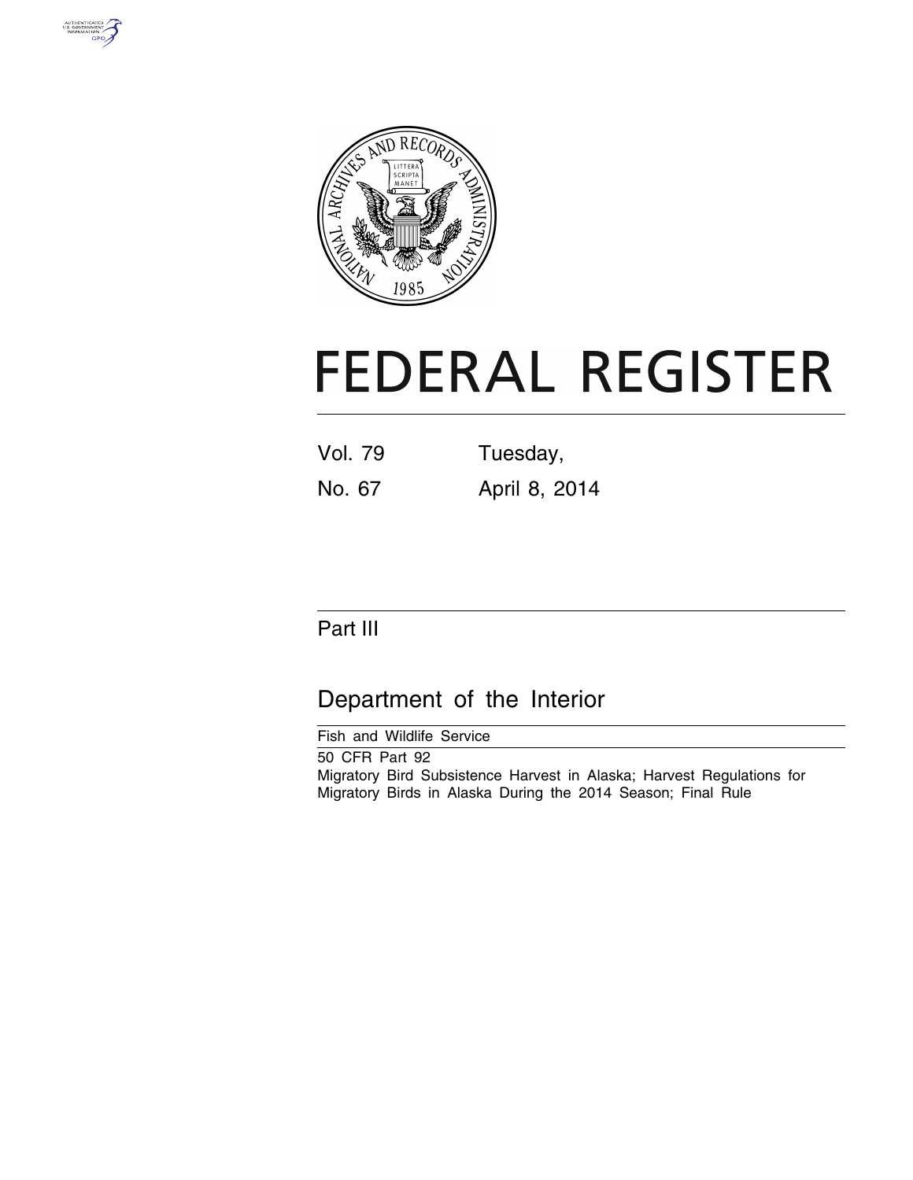# FEDERAL REGISTER

Vol. 79 No. 67

Tuesday, April 8, 2014

## Part III

## Department of the Interior

Fish and Wildlife Service

50 CFR Part 92

Migratory Bird Subsistence Harvest in Alaska; Harvest Regulations for Migratory Birds in Alaska During the 2014 Season; Final Rule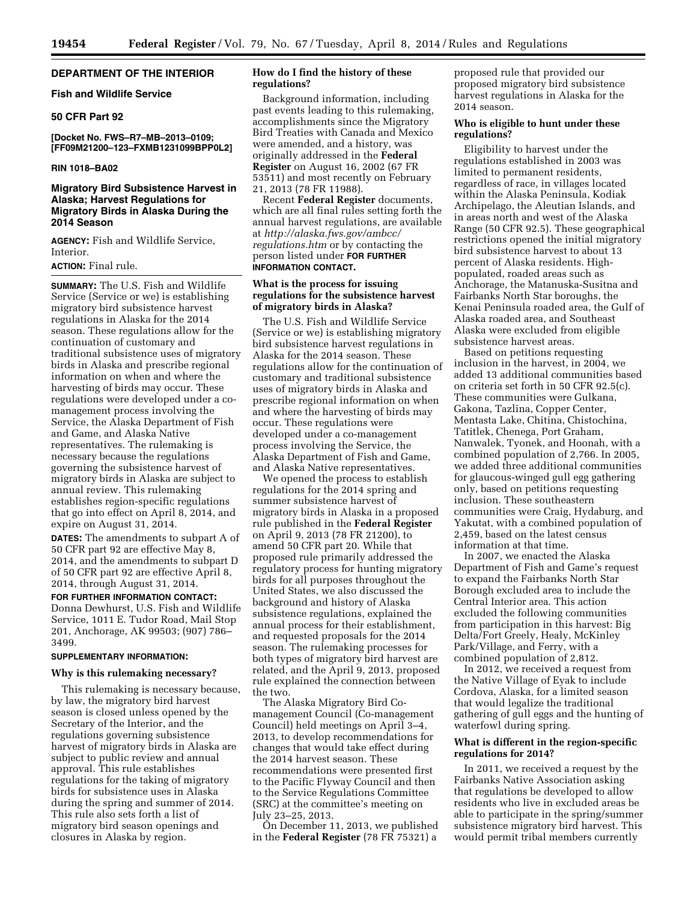**DEPARTMENT OF THE INTERIOR**

**Fish and Wildlife Service**

**50 CFR Part 92**

**[Docket No. FWS–R7–MB–2013–0109; [FF09M21200–123–FXMB1231099BPP0L2]**

**RIN 1018–BA02**

# Migratory Bird Subsistence Harvest in Alaska; Harvest Regulations for Migratory Birds in Alaska During the 2014 Season

**AGENCY:** Fish and Wildlife Service, Interior.

**ACTION:** Final rule.

**SUMMARY:** The U.S. Fish and Wildlife Service (Service or we) is establishing migratory bird subsistence harvest regulations in Alaska for the 2014 season. These regulations allow for the continuation of customary and traditional subsistence uses of migratory birds in Alaska and prescribe regional information on when and where the harvesting of birds may occur. These regulations were developed under a co-management process involving the Service, the Alaska Department of Fish and Game, and Alaska Native representatives. The rulemaking is necessary because the regulations governing the subsistence harvest of migratory birds in Alaska are subject to annual review. This rulemaking establishes region-specific regulations that go into effect on April 8, 2014, and expire on August 31, 2014.

**DATES:** The amendments to subpart A of 50 CFR part 92 are effective May 8, 2014, and the amendments to subpart D of 50 CFR part 92 are effective April 8, 2014, through August 31, 2014.

**FOR FURTHER INFORMATION CONTACT:** Donna Dewhurst, U.S. Fish and Wildlife Service, 1011 E. Tudor Road, Mail Stop 201, Anchorage, AK 99503; (907) 786–3499.

**SUPPLEMENTARY INFORMATION:**

### Why is this rulemaking necessary?

This rulemaking is necessary because, by law, the migratory bird harvest season is closed unless opened by the Secretary of the Interior, and the regulations governing subsistence harvest of migratory birds in Alaska are subject to public review and annual approval. This rule establishes regulations for the taking of migratory birds for subsistence uses in Alaska during the spring and summer of 2014. This rule also sets forth a list of migratory bird season openings and closures in Alaska by region.

### How do I find the history of these regulations?

Background information, including past events leading to this rulemaking, accomplishments since the Migratory Bird Treaties with Canada and Mexico were amended, and a history, was originally addressed in the **Federal Register** on August 16, 2002 (67 FR 53511) and most recently on February 21, 2013 (78 FR 11988).

Recent **Federal Register** documents, which are all final rules setting forth the annual harvest regulations, are available at *http://alaska.fws.gov/ambcc/regulations.htm* or by contacting the person listed under **FOR FURTHER INFORMATION CONTACT.**

### What is the process for issuing regulations for the subsistence harvest of migratory birds in Alaska?

The U.S. Fish and Wildlife Service (Service or we) is establishing migratory bird subsistence harvest regulations in Alaska for the 2014 season. These regulations allow for the continuation of customary and traditional subsistence uses of migratory birds in Alaska and prescribe regional information on when and where the harvesting of birds may occur. These regulations were developed under a co-management process involving the Service, the Alaska Department of Fish and Game, and Alaska Native representatives.

We opened the process to establish regulations for the 2014 spring and summer subsistence harvest of migratory birds in Alaska in a proposed rule published in the **Federal Register** on April 9, 2013 (78 FR 21200), to amend 50 CFR part 20. While that proposed rule primarily addressed the regulatory process for hunting migratory birds for all purposes throughout the United States, we also discussed the background and history of Alaska subsistence regulations, explained the annual process for their establishment, and requested proposals for the 2014 season. The rulemaking processes for both types of migratory bird harvest are related, and the April 9, 2013, proposed rule explained the connection between the two.

The Alaska Migratory Bird Co-management Council (Co-management Council) held meetings on April 3–4, 2013, to develop recommendations for changes that would take effect during the 2014 harvest season. These recommendations were presented first to the Pacific Flyway Council and then to the Service Regulations Committee (SRC) at the committee's meeting on July 23–25, 2013.

On December 11, 2013, we published in the **Federal Register** (78 FR 75321) a proposed rule that provided our proposed migratory bird subsistence harvest regulations in Alaska for the 2014 season.

### Who is eligible to hunt under these regulations?

Eligibility to harvest under the regulations established in 2003 was limited to permanent residents, regardless of race, in villages located within the Alaska Peninsula, Kodiak Archipelago, the Aleutian Islands, and in areas north and west of the Alaska Range (50 CFR 92.5). These geographical restrictions opened the initial migratory bird subsistence harvest to about 13 percent of Alaska residents. High-populated, roaded areas such as Anchorage, the Matanuska-Susitna and Fairbanks North Star boroughs, the Kenai Peninsula roaded area, the Gulf of Alaska roaded area, and Southeast Alaska were excluded from eligible subsistence harvest areas.

Based on petitions requesting inclusion in the harvest, in 2004, we added 13 additional communities based on criteria set forth in 50 CFR 92.5(c). These communities were Gulkana, Gakona, Tazlina, Copper Center, Mentasta Lake, Chitina, Chistochina, Tatitlek, Chenega, Port Graham, Nanwalek, Tyonek, and Hoonah, with a combined population of 2,766. In 2005, we added three additional communities for glaucous-winged gull egg gathering only, based on petitions requesting inclusion. These southeastern communities were Craig, Hydaburg, and Yakutat, with a combined population of 2,459, based on the latest census information at that time.

In 2007, we enacted the Alaska Department of Fish and Game's request to expand the Fairbanks North Star Borough excluded area to include the Central Interior area. This action excluded the following communities from participation in this harvest: Big Delta/Fort Greely, Healy, McKinley Park/Village, and Ferry, with a combined population of 2,812.

In 2012, we received a request from the Native Village of Eyak to include Cordova, Alaska, for a limited season that would legalize the traditional gathering of gull eggs and the hunting of waterfowl during spring.

### What is different in the region-specific regulations for 2014?

In 2011, we received a request by the Fairbanks Native Association asking that regulations be developed to allow residents who live in excluded areas be able to participate in the spring/summer subsistence migratory bird harvest. This would permit tribal members currently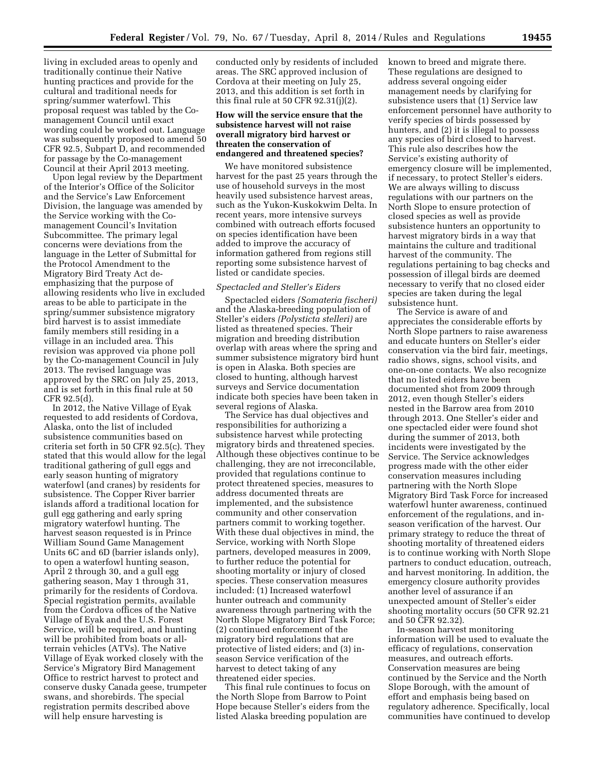living in excluded areas to openly and traditionally continue their Native hunting practices and provide for the cultural and traditional needs for spring/summer waterfowl. This proposal request was tabled by the Co-management Council until exact wording could be worked out. Language was subsequently proposed to amend 50 CFR 92.5, Subpart D, and recommended for passage by the Co-management Council at their April 2013 meeting.

Upon legal review by the Department of the Interior's Office of the Solicitor and the Service's Law Enforcement Division, the language was amended by the Service working with the Co-management Council's Invitation Subcommittee. The primary legal concerns were deviations from the language in the Letter of Submittal for the Protocol Amendment to the Migratory Bird Treaty Act de-emphasizing that the purpose of allowing residents who live in excluded areas to be able to participate in the spring/summer subsistence migratory bird harvest is to assist immediate family members still residing in a village in an included area. This revision was approved via phone poll by the Co-management Council in July 2013. The revised language was approved by the SRC on July 25, 2013, and is set forth in this final rule at 50 CFR 92.5(d).

In 2012, the Native Village of Eyak requested to add residents of Cordova, Alaska, onto the list of included subsistence communities based on criteria set forth in 50 CFR 92.5(c). They stated that this would allow for the legal traditional gathering of gull eggs and early season hunting of migratory waterfowl (and cranes) by residents for subsistence. The Copper River barrier islands afford a traditional location for gull egg gathering and early spring migratory waterfowl hunting. The harvest season requested is in Prince William Sound Game Management Units 6C and 6D (barrier islands only), to open a waterfowl hunting season, April 2 through 30, and a gull egg gathering season, May 1 through 31, primarily for the residents of Cordova. Special registration permits, available from the Cordova offices of the Native Village of Eyak and the U.S. Forest Service, will be required, and hunting will be prohibited from boats or all-terrain vehicles (ATVs). The Native Village of Eyak worked closely with the Service's Migratory Bird Management Office to restrict harvest to protect and conserve dusky Canada geese, trumpeter swans, and shorebirds. The special registration permits described above will help ensure harvesting is conducted only by residents of included areas. The SRC approved inclusion of Cordova at their meeting on July 25, 2013, and this addition is set forth in this final rule at 50 CFR 92.31(j)(2).

**How will the service ensure that the subsistence harvest will not raise overall migratory bird harvest or threaten the conservation of endangered and threatened species?**

We have monitored subsistence harvest for the past 25 years through the use of household surveys in the most heavily used subsistence harvest areas, such as the Yukon-Kuskokwim Delta. In recent years, more intensive surveys combined with outreach efforts focused on species identification have been added to improve the accuracy of information gathered from regions still reporting some subsistence harvest of listed or candidate species.

*Spectacled and Steller's Eiders*

Spectacled eiders *(Somateria fischeri)* and the Alaska-breeding population of Steller's eiders *(Polysticta stelleri)* are listed as threatened species. Their migration and breeding distribution overlap with areas where the spring and summer subsistence migratory bird hunt is open in Alaska. Both species are closed to hunting, although harvest surveys and Service documentation indicate both species have been taken in several regions of Alaska.

The Service has dual objectives and responsibilities for authorizing a subsistence harvest while protecting migratory birds and threatened species. Although these objectives continue to be challenging, they are not irreconcilable, provided that regulations continue to protect threatened species, measures to address documented threats are implemented, and the subsistence community and other conservation partners commit to working together. With these dual objectives in mind, the Service, working with North Slope partners, developed measures in 2009, to further reduce the potential for shooting mortality or injury of closed species. These conservation measures included: (1) Increased waterfowl hunter outreach and community awareness through partnering with the North Slope Migratory Bird Task Force; (2) continued enforcement of the migratory bird regulations that are protective of listed eiders; and (3) in-season Service verification of the harvest to detect taking of any threatened eider species.

This final rule continues to focus on the North Slope from Barrow to Point Hope because Steller's eiders from the listed Alaska breeding population are known to breed and migrate there. These regulations are designed to address several ongoing eider management needs by clarifying for subsistence users that (1) Service law enforcement personnel have authority to verify species of birds possessed by hunters, and (2) it is illegal to possess any species of bird closed to harvest. This rule also describes how the Service's existing authority of emergency closure will be implemented, if necessary, to protect Steller's eiders. We are always willing to discuss regulations with our partners on the North Slope to ensure protection of closed species as well as provide subsistence hunters an opportunity to harvest migratory birds in a way that maintains the culture and traditional harvest of the community. The regulations pertaining to bag checks and possession of illegal birds are deemed necessary to verify that no closed eider species are taken during the legal subsistence hunt.

The Service is aware of and appreciates the considerable efforts by North Slope partners to raise awareness and educate hunters on Steller's eider conservation via the bird fair, meetings, radio shows, signs, school visits, and one-on-one contacts. We also recognize that no listed eiders have been documented shot from 2009 through 2012, even though Steller's eiders nested in the Barrow area from 2010 through 2013. One Steller's eider and one spectacled eider were found shot during the summer of 2013, both incidents were investigated by the Service. The Service acknowledges progress made with the other eider conservation measures including partnering with the North Slope Migratory Bird Task Force for increased waterfowl hunter awareness, continued enforcement of the regulations, and in-season verification of the harvest. Our primary strategy to reduce the threat of shooting mortality of threatened eiders is to continue working with North Slope partners to conduct education, outreach, and harvest monitoring. In addition, the emergency closure authority provides another level of assurance if an unexpected amount of Steller's eider shooting mortality occurs (50 CFR 92.21 and 50 CFR 92.32).

In-season harvest monitoring information will be used to evaluate the efficacy of regulations, conservation measures, and outreach efforts. Conservation measures are being continued by the Service and the North Slope Borough, with the amount of effort and emphasis being based on regulatory adherence. Specifically, local communities have continued to develop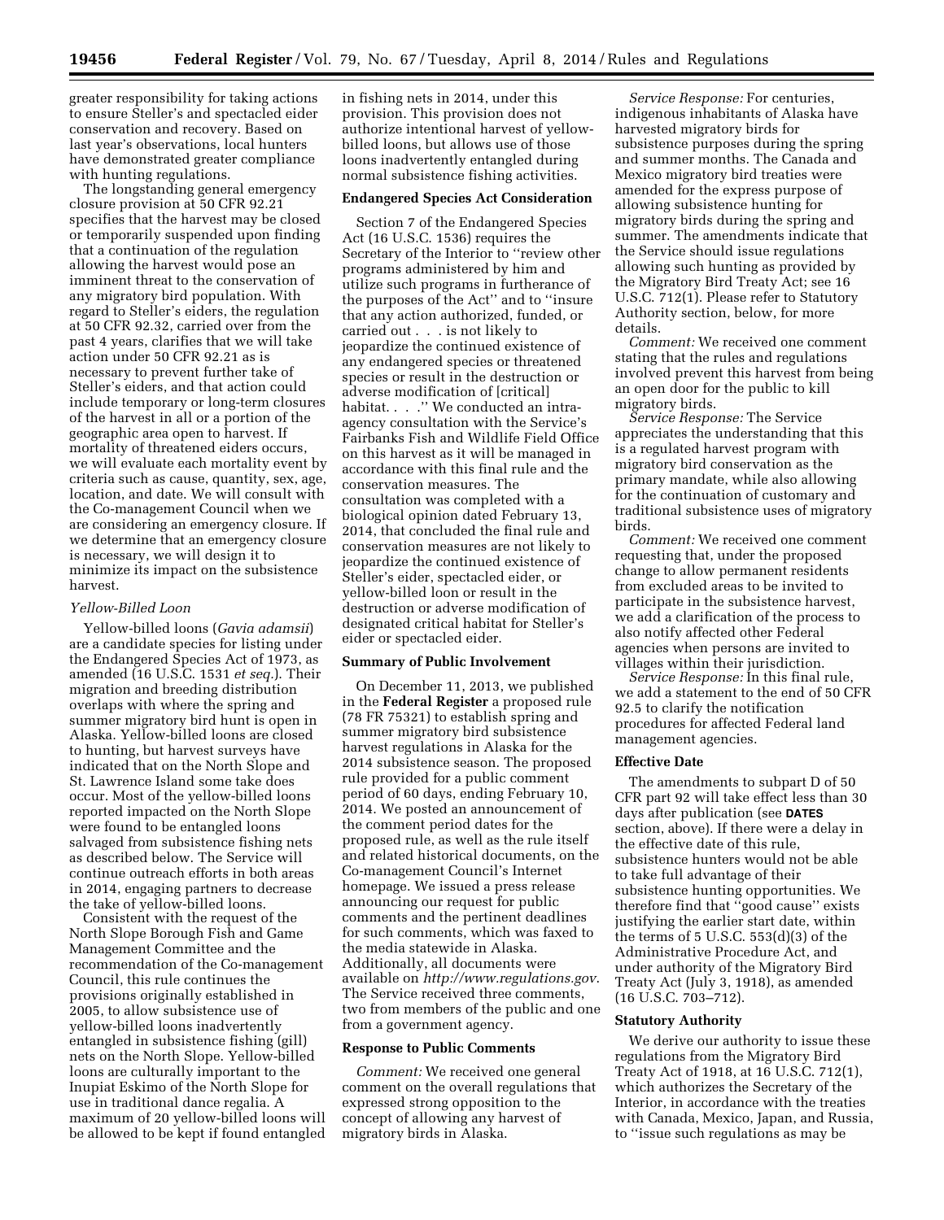greater responsibility for taking actions to ensure Steller's and spectacled eider conservation and recovery. Based on last year's observations, local hunters have demonstrated greater compliance with hunting regulations.

The longstanding general emergency closure provision at 50 CFR 92.21 specifies that the harvest may be closed or temporarily suspended upon finding that a continuation of the regulation allowing the harvest would pose an imminent threat to the conservation of any migratory bird population. With regard to Steller's eiders, the regulation at 50 CFR 92.32, carried over from the past 4 years, clarifies that we will take action under 50 CFR 92.21 as is necessary to prevent further take of Steller's eiders, and that action could include temporary or long-term closures of the harvest in all or a portion of the geographic area open to harvest. If mortality of threatened eiders occurs, we will evaluate each mortality event by criteria such as cause, quantity, sex, age, location, and date. We will consult with the Co-management Council when we are considering an emergency closure. If we determine that an emergency closure is necessary, we will design it to minimize its impact on the subsistence harvest.

*Yellow-Billed Loon*

Yellow-billed loons (*Gavia adamsii*) are a candidate species for listing under the Endangered Species Act of 1973, as amended (16 U.S.C. 1531 *et seq.*). Their migration and breeding distribution overlaps with where the spring and summer migratory bird hunt is open in Alaska. Yellow-billed loons are closed to hunting, but harvest surveys have indicated that on the North Slope and St. Lawrence Island some take does occur. Most of the yellow-billed loons reported impacted on the North Slope were found to be entangled loons salvaged from subsistence fishing nets as described below. The Service will continue outreach efforts in both areas in 2014, engaging partners to decrease the take of yellow-billed loons.

Consistent with the request of the North Slope Borough Fish and Game Management Committee and the recommendation of the Co-management Council, this rule continues the provisions originally established in 2005, to allow subsistence use of yellow-billed loons inadvertently entangled in subsistence fishing (gill) nets on the North Slope. Yellow-billed loons are culturally important to the Inupiat Eskimo of the North Slope for use in traditional dance regalia. A maximum of 20 yellow-billed loons will be allowed to be kept if found entangled in fishing nets in 2014, under this provision. This provision does not authorize intentional harvest of yellow-billed loons, but allows use of those loons inadvertently entangled during normal subsistence fishing activities.

**Endangered Species Act Consideration**

Section 7 of the Endangered Species Act (16 U.S.C. 1536) requires the Secretary of the Interior to ''review other programs administered by him and utilize such programs in furtherance of the purposes of the Act'' and to ''insure that any action authorized, funded, or carried out . . . is not likely to jeopardize the continued existence of any endangered species or threatened species or result in the destruction or adverse modification of [critical] habitat. . . .'' We conducted an intra-agency consultation with the Service's Fairbanks Fish and Wildlife Field Office on this harvest as it will be managed in accordance with this final rule and the conservation measures. The consultation was completed with a biological opinion dated February 13, 2014, that concluded the final rule and conservation measures are not likely to jeopardize the continued existence of Steller's eider, spectacled eider, or yellow-billed loon or result in the destruction or adverse modification of designated critical habitat for Steller's eider or spectacled eider.

**Summary of Public Involvement**

On December 11, 2013, we published in the **Federal Register** a proposed rule (78 FR 75321) to establish spring and summer migratory bird subsistence harvest regulations in Alaska for the 2014 subsistence season. The proposed rule provided for a public comment period of 60 days, ending February 10, 2014. We posted an announcement of the comment period dates for the proposed rule, as well as the rule itself and related historical documents, on the Co-management Council's Internet homepage. We issued a press release announcing our request for public comments and the pertinent deadlines for such comments, which was faxed to the media statewide in Alaska. Additionally, all documents were available on *http://www.regulations.gov*. The Service received three comments, two from members of the public and one from a government agency.

**Response to Public Comments**

*Comment:* We received one general comment on the overall regulations that expressed strong opposition to the concept of allowing any harvest of migratory birds in Alaska.

*Service Response:* For centuries, indigenous inhabitants of Alaska have harvested migratory birds for subsistence purposes during the spring and summer months. The Canada and Mexico migratory bird treaties were amended for the express purpose of allowing subsistence hunting for migratory birds during the spring and summer. The amendments indicate that the Service should issue regulations allowing such hunting as provided by the Migratory Bird Treaty Act; see 16 U.S.C. 712(1). Please refer to Statutory Authority section, below, for more details.

*Comment:* We received one comment stating that the rules and regulations involved prevent this harvest from being an open door for the public to kill migratory birds.

*Service Response:* The Service appreciates the understanding that this is a regulated harvest program with migratory bird conservation as the primary mandate, while also allowing for the continuation of customary and traditional subsistence uses of migratory birds.

*Comment:* We received one comment requesting that, under the proposed change to allow permanent residents from excluded areas to be invited to participate in the subsistence harvest, we add a clarification of the process to also notify affected other Federal agencies when persons are invited to villages within their jurisdiction.

*Service Response:* In this final rule, we add a statement to the end of 50 CFR 92.5 to clarify the notification procedures for affected Federal land management agencies.

**Effective Date**

The amendments to subpart D of 50 CFR part 92 will take effect less than 30 days after publication (see **DATES** section, above). If there were a delay in the effective date of this rule, subsistence hunters would not be able to take full advantage of their subsistence hunting opportunities. We therefore find that ''good cause'' exists justifying the earlier start date, within the terms of 5 U.S.C. 553(d)(3) of the Administrative Procedure Act, and under authority of the Migratory Bird Treaty Act (July 3, 1918), as amended (16 U.S.C. 703–712).

**Statutory Authority**

We derive our authority to issue these regulations from the Migratory Bird Treaty Act of 1918, at 16 U.S.C. 712(1), which authorizes the Secretary of the Interior, in accordance with the treaties with Canada, Mexico, Japan, and Russia, to ''issue such regulations as may be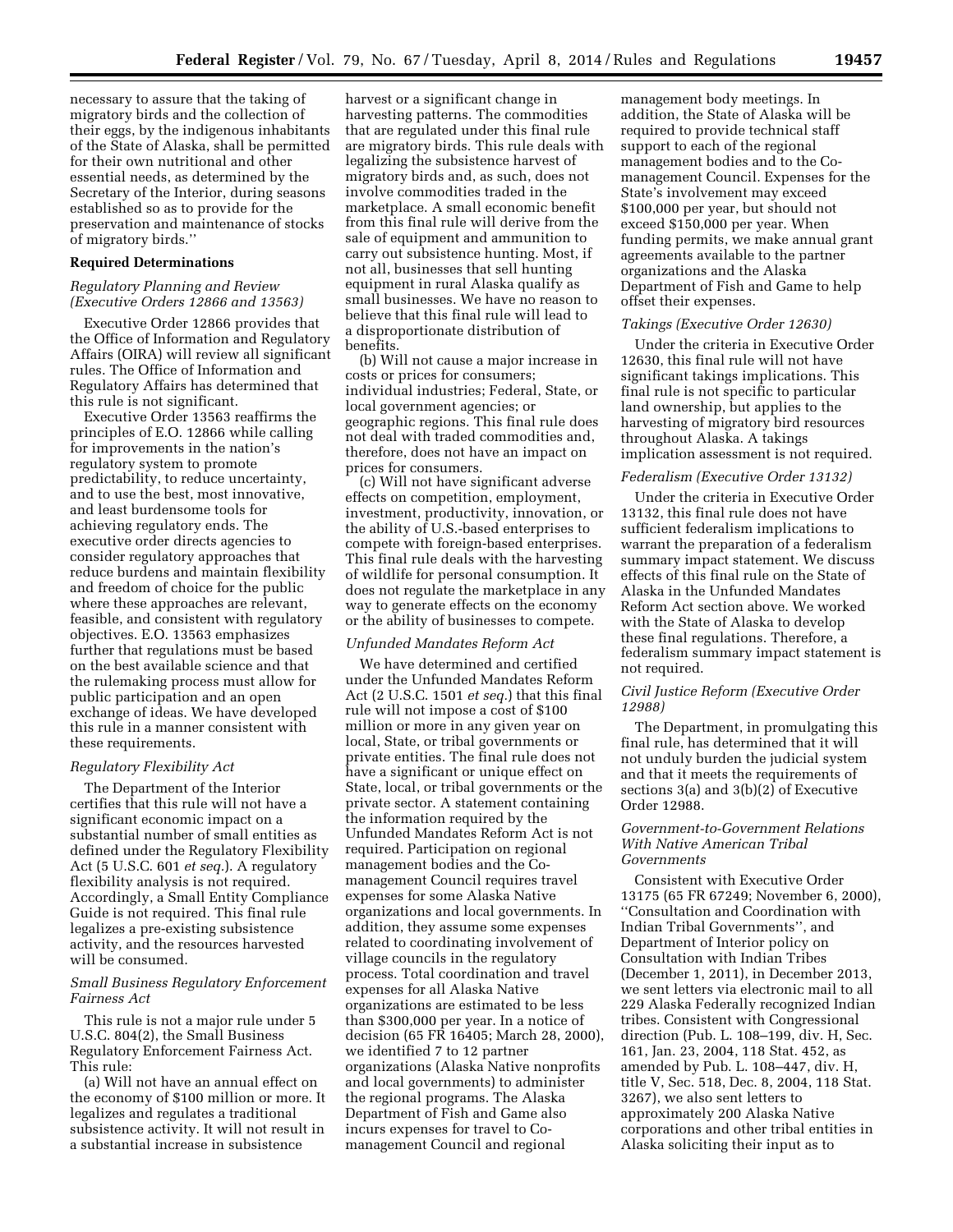necessary to assure that the taking of migratory birds and the collection of their eggs, by the indigenous inhabitants of the State of Alaska, shall be permitted for their own nutritional and other essential needs, as determined by the Secretary of the Interior, during seasons established so as to provide for the preservation and maintenance of stocks of migratory birds.''

## Required Determinations

### *Regulatory Planning and Review (Executive Orders 12866 and 13563)*

Executive Order 12866 provides that the Office of Information and Regulatory Affairs (OIRA) will review all significant rules. The Office of Information and Regulatory Affairs has determined that this rule is not significant.

Executive Order 13563 reaffirms the principles of E.O. 12866 while calling for improvements in the nation's regulatory system to promote predictability, to reduce uncertainty, and to use the best, most innovative, and least burdensome tools for achieving regulatory ends. The executive order directs agencies to consider regulatory approaches that reduce burdens and maintain flexibility and freedom of choice for the public where these approaches are relevant, feasible, and consistent with regulatory objectives. E.O. 13563 emphasizes further that regulations must be based on the best available science and that the rulemaking process must allow for public participation and an open exchange of ideas. We have developed this rule in a manner consistent with these requirements.

### *Regulatory Flexibility Act*

The Department of the Interior certifies that this rule will not have a significant economic impact on a substantial number of small entities as defined under the Regulatory Flexibility Act (5 U.S.C. 601 *et seq.*). A regulatory flexibility analysis is not required. Accordingly, a Small Entity Compliance Guide is not required. This final rule legalizes a pre-existing subsistence activity, and the resources harvested will be consumed.

### *Small Business Regulatory Enforcement Fairness Act*

This rule is not a major rule under 5 U.S.C. 804(2), the Small Business Regulatory Enforcement Fairness Act. This rule:

(a) Will not have an annual effect on the economy of $100 million or more. It legalizes and regulates a traditional subsistence activity. It will not result in a substantial increase in subsistence harvest or a significant change in harvesting patterns. The commodities that are regulated under this final rule are migratory birds. This rule deals with legalizing the subsistence harvest of migratory birds and, as such, does not involve commodities traded in the marketplace. A small economic benefit from this final rule will derive from the sale of equipment and ammunition to carry out subsistence hunting. Most, if not all, businesses that sell hunting equipment in rural Alaska qualify as small businesses. We have no reason to believe that this final rule will lead to a disproportionate distribution of benefits.

(b) Will not cause a major increase in costs or prices for consumers; individual industries; Federal, State, or local government agencies; or geographic regions. This final rule does not deal with traded commodities and, therefore, does not have an impact on prices for consumers.

(c) Will not have significant adverse effects on competition, employment, investment, productivity, innovation, or the ability of U.S.-based enterprises to compete with foreign-based enterprises. This final rule deals with the harvesting of wildlife for personal consumption. It does not regulate the marketplace in any way to generate effects on the economy or the ability of businesses to compete.

### *Unfunded Mandates Reform Act*

We have determined and certified under the Unfunded Mandates Reform Act (2 U.S.C. 1501 *et seq.*) that this final rule will not impose a cost of $100 million or more in any given year on local, State, or tribal governments or private entities. The final rule does not have a significant or unique effect on State, local, or tribal governments or the private sector. A statement containing the information required by the Unfunded Mandates Reform Act is not required. Participation on regional management bodies and the Co-management Council requires travel expenses for some Alaska Native organizations and local governments. In addition, they assume some expenses related to coordinating involvement of village councils in the regulatory process. Total coordination and travel expenses for all Alaska Native organizations are estimated to be less than $300,000 per year. In a notice of decision (65 FR 16405; March 28, 2000), we identified 7 to 12 partner organizations (Alaska Native nonprofits and local governments) to administer the regional programs. The Alaska Department of Fish and Game also incurs expenses for travel to Co-management Council and regional management body meetings. In addition, the State of Alaska will be required to provide technical staff support to each of the regional management bodies and to the Co-management Council. Expenses for the State's involvement may exceed $100,000 per year, but should not exceed $150,000 per year. When funding permits, we make annual grant agreements available to the partner organizations and the Alaska Department of Fish and Game to help offset their expenses.

### *Takings (Executive Order 12630)*

Under the criteria in Executive Order 12630, this final rule will not have significant takings implications. This final rule is not specific to particular land ownership, but applies to the harvesting of migratory bird resources throughout Alaska. A takings implication assessment is not required.

### *Federalism (Executive Order 13132)*

Under the criteria in Executive Order 13132, this final rule does not have sufficient federalism implications to warrant the preparation of a federalism summary impact statement. We discuss effects of this final rule on the State of Alaska in the Unfunded Mandates Reform Act section above. We worked with the State of Alaska to develop these final regulations. Therefore, a federalism summary impact statement is not required.

### *Civil Justice Reform (Executive Order 12988)*

The Department, in promulgating this final rule, has determined that it will not unduly burden the judicial system and that it meets the requirements of sections 3(a) and 3(b)(2) of Executive Order 12988.

### *Government-to-Government Relations With Native American Tribal Governments*

Consistent with Executive Order 13175 (65 FR 67249; November 6, 2000), ''Consultation and Coordination with Indian Tribal Governments'', and Department of Interior policy on Consultation with Indian Tribes (December 1, 2011), in December 2013, we sent letters via electronic mail to all 229 Alaska Federally recognized Indian tribes. Consistent with Congressional direction (Pub. L. 108–199, div. H, Sec. 161, Jan. 23, 2004, 118 Stat. 452, as amended by Pub. L. 108–447, div. H, title V, Sec. 518, Dec. 8, 2004, 118 Stat. 3267), we also sent letters to approximately 200 Alaska Native corporations and other tribal entities in Alaska soliciting their input as to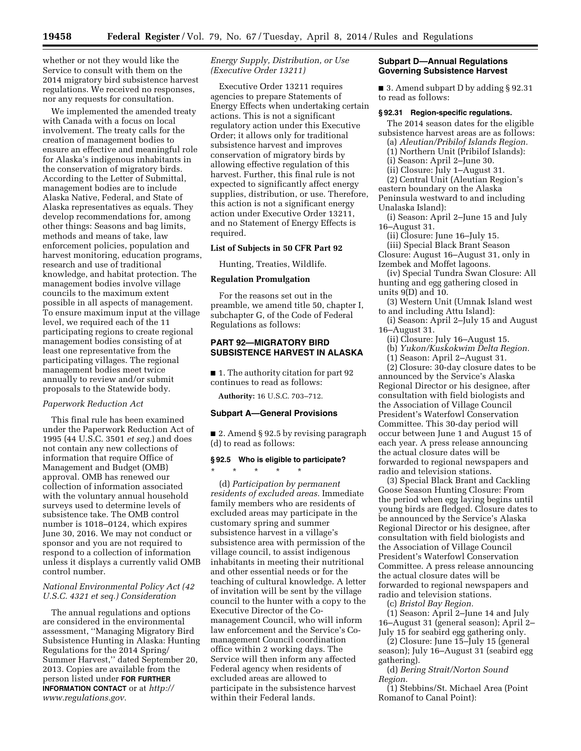whether or not they would like the Service to consult with them on the 2014 migratory bird subsistence harvest regulations. We received no responses, nor any requests for consultation.

We implemented the amended treaty with Canada with a focus on local involvement. The treaty calls for the creation of management bodies to ensure an effective and meaningful role for Alaska's indigenous inhabitants in the conservation of migratory birds. According to the Letter of Submittal, management bodies are to include Alaska Native, Federal, and State of Alaska representatives as equals. They develop recommendations for, among other things: Seasons and bag limits, methods and means of take, law enforcement policies, population and harvest monitoring, education programs, research and use of traditional knowledge, and habitat protection. The management bodies involve village councils to the maximum extent possible in all aspects of management. To ensure maximum input at the village level, we required each of the 11 participating regions to create regional management bodies consisting of at least one representative from the participating villages. The regional management bodies meet twice annually to review and/or submit proposals to the Statewide body.

*Paperwork Reduction Act*

This final rule has been examined under the Paperwork Reduction Act of 1995 (44 U.S.C. 3501 *et seq.*) and does not contain any new collections of information that require Office of Management and Budget (OMB) approval. OMB has renewed our collection of information associated with the voluntary annual household surveys used to determine levels of subsistence take. The OMB control number is 1018–0124, which expires June 30, 2016. We may not conduct or sponsor and you are not required to respond to a collection of information unless it displays a currently valid OMB control number.

*National Environmental Policy Act (42 U.S.C. 4321 et seq.) Consideration*

The annual regulations and options are considered in the environmental assessment, ''Managing Migratory Bird Subsistence Hunting in Alaska: Hunting Regulations for the 2014 Spring/Summer Harvest,'' dated September 20, 2013. Copies are available from the person listed under **FOR FURTHER INFORMATION CONTACT** or at *http://www.regulations.gov.*

*Energy Supply, Distribution, or Use (Executive Order 13211)*

Executive Order 13211 requires agencies to prepare Statements of Energy Effects when undertaking certain actions. This is not a significant regulatory action under this Executive Order; it allows only for traditional subsistence harvest and improves conservation of migratory birds by allowing effective regulation of this harvest. Further, this final rule is not expected to significantly affect energy supplies, distribution, or use. Therefore, this action is not a significant energy action under Executive Order 13211, and no Statement of Energy Effects is required.

**List of Subjects in 50 CFR Part 92**

Hunting, Treaties, Wildlife.

**Regulation Promulgation**

For the reasons set out in the preamble, we amend title 50, chapter I, subchapter G, of the Code of Federal Regulations as follows:

## PART 92—MIGRATORY BIRD SUBSISTENCE HARVEST IN ALASKA

■ 1. The authority citation for part 92 continues to read as follows:

**Authority:** 16 U.S.C. 703–712.

### Subpart A—General Provisions

■ 2. Amend § 92.5 by revising paragraph (d) to read as follows:

#### § 92.5 Who is eligible to participate?

\* \* \* \* \*

(d) *Participation by permanent residents of excluded areas.* Immediate family members who are residents of excluded areas may participate in the customary spring and summer subsistence harvest in a village's subsistence area with permission of the village council, to assist indigenous inhabitants in meeting their nutritional and other essential needs or for the teaching of cultural knowledge. A letter of invitation will be sent by the village council to the hunter with a copy to the Executive Director of the Co-management Council, who will inform law enforcement and the Service's Co-management Council coordination office within 2 working days. The Service will then inform any affected Federal agency when residents of excluded areas are allowed to participate in the subsistence harvest within their Federal lands.

### Subpart D—Annual Regulations Governing Subsistence Harvest

■ 3. Amend subpart D by adding § 92.31 to read as follows:

#### § 92.31 Region-specific regulations.

The 2014 season dates for the eligible subsistence harvest areas are as follows:

(a) *Aleutian/Pribilof Islands Region.*

(1) Northern Unit (Pribilof Islands):

(i) Season: April 2–June 30.

(ii) Closure: July 1–August 31.

(2) Central Unit (Aleutian Region's eastern boundary on the Alaska Peninsula westward to and including Unalaska Island):

(i) Season: April 2–June 15 and July 16–August 31.

(ii) Closure: June 16–July 15.

(iii) Special Black Brant Season Closure: August 16–August 31, only in Izembek and Moffet lagoons.

(iv) Special Tundra Swan Closure: All hunting and egg gathering closed in units 9(D) and 10.

(3) Western Unit (Umnak Island west to and including Attu Island):

(i) Season: April 2–July 15 and August 16–August 31.

(ii) Closure: July 16–August 15.

(b) *Yukon/Kuskokwim Delta Region.*

(1) Season: April 2–August 31.

(2) Closure: 30-day closure dates to be announced by the Service's Alaska Regional Director or his designee, after consultation with field biologists and the Association of Village Council President's Waterfowl Conservation Committee. This 30-day period will occur between June 1 and August 15 of each year. A press release announcing the actual closure dates will be forwarded to regional newspapers and radio and television stations.

(3) Special Black Brant and Cackling Goose Season Hunting Closure: From the period when egg laying begins until young birds are fledged. Closure dates to be announced by the Service's Alaska Regional Director or his designee, after consultation with field biologists and the Association of Village Council President's Waterfowl Conservation Committee. A press release announcing the actual closure dates will be forwarded to regional newspapers and radio and television stations.

(c) *Bristol Bay Region.*

(1) Season: April 2–June 14 and July 16–August 31 (general season); April 2–July 15 for seabird egg gathering only.

(2) Closure: June 15–July 15 (general season); July 16–August 31 (seabird egg gathering).

(d) *Bering Strait/Norton Sound Region.*

(1) Stebbins/St. Michael Area (Point Romanof to Canal Point):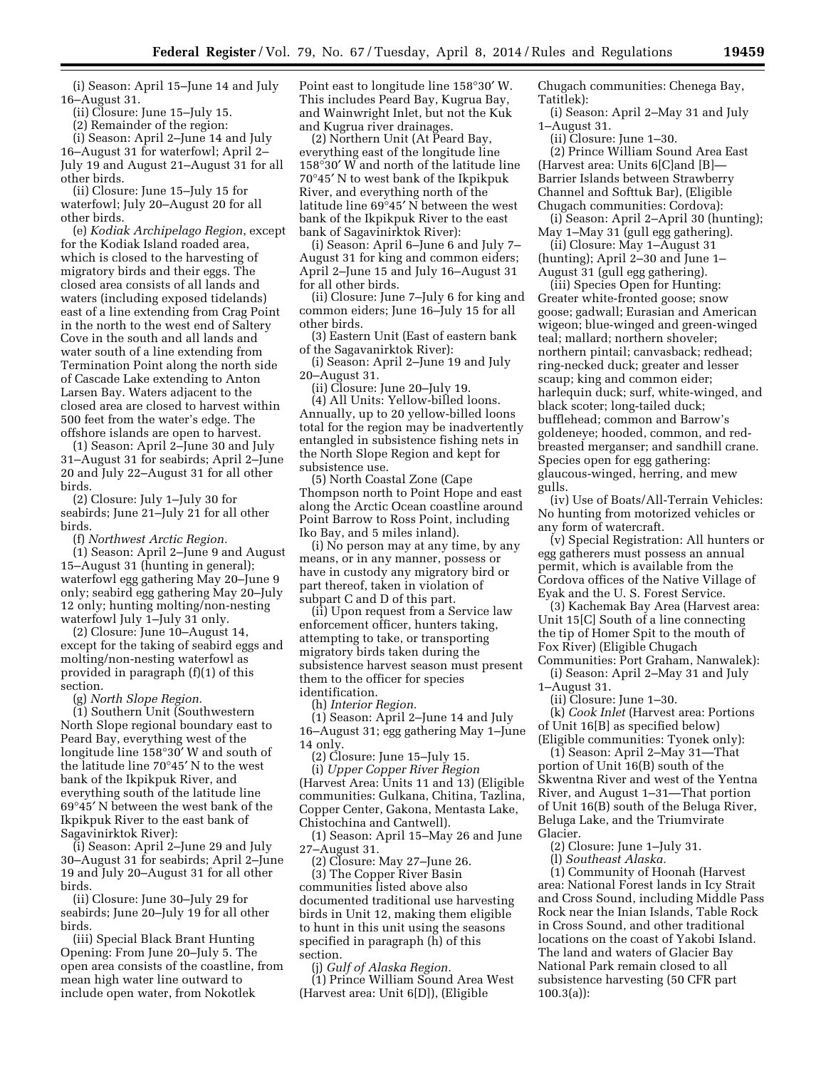(i) Season: April 15–June 14 and July 16–August 31.

(ii) Closure: June 15–July 15.

(2) Remainder of the region:

(i) Season: April 2–June 14 and July 16–August 31 for waterfowl; April 2–July 19 and August 21–August 31 for all other birds.

(ii) Closure: June 15–July 15 for waterfowl; July 20–August 20 for all other birds.

(e) *Kodiak Archipelago Region*, except for the Kodiak Island roaded area, which is closed to the harvesting of migratory birds and their eggs. The closed area consists of all lands and waters (including exposed tidelands) east of a line extending from Crag Point in the north to the west end of Saltery Cove in the south and all lands and water south of a line extending from Termination Point along the north side of Cascade Lake extending to Anton Larsen Bay. Waters adjacent to the closed area are closed to harvest within 500 feet from the water's edge. The offshore islands are open to harvest.

(1) Season: April 2–June 30 and July 31–August 31 for seabirds; April 2–June 20 and July 22–August 31 for all other birds.

(2) Closure: July 1–July 30 for seabirds; June 21–July 21 for all other birds.

(f) *Northwest Arctic Region.*

(1) Season: April 2–June 9 and August 15–August 31 (hunting in general); waterfowl egg gathering May 20–June 9 only; seabird egg gathering May 20–July 12 only; hunting molting/non-nesting waterfowl July 1–July 31 only.

(2) Closure: June 10–August 14, except for the taking of seabird eggs and molting/non-nesting waterfowl as provided in paragraph (f)(1) of this section.

(g) *North Slope Region.*

(1) Southern Unit (Southwestern North Slope regional boundary east to Peard Bay, everything west of the longitude line 158°30′ W and south of the latitude line 70°45′ N to the west bank of the Ikpikpuk River, and everything south of the latitude line 69°45′ N between the west bank of the Ikpikpuk River to the east bank of Sagavinirktok River):

(i) Season: April 2–June 29 and July 30–August 31 for seabirds; April 2–June 19 and July 20–August 31 for all other birds.

(ii) Closure: June 30–July 29 for seabirds; June 20–July 19 for all other birds.

(iii) Special Black Brant Hunting Opening: From June 20–July 5. The open area consists of the coastline, from mean high water line outward to include open water, from Nokotlek Point east to longitude line 158°30′ W. This includes Peard Bay, Kugrua Bay, and Wainwright Inlet, but not the Kuk and Kugrua river drainages.

(2) Northern Unit (At Peard Bay, everything east of the longitude line 158°30′ W and north of the latitude line 70°45′ N to west bank of the Ikpikpuk River, and everything north of the latitude line 69°45′ N between the west bank of the Ikpikpuk River to the east bank of Sagavanirktok River):

(i) Season: April 6–June 6 and July 7–August 31 for king and common eiders; April 2–June 15 and July 16–August 31 for all other birds.

(ii) Closure: June 7–July 6 for king and common eiders; June 16–July 15 for all other birds.

(3) Eastern Unit (East of eastern bank of the Sagavanirktok River):

(i) Season: April 2–June 19 and July 20–August 31.

(ii) Closure: June 20–July 19.

(4) All Units: Yellow-billed loons. Annually, up to 20 yellow-billed loons total for the region may be inadvertently entangled in subsistence fishing nets in the North Slope Region and kept for subsistence use.

(5) North Coastal Zone (Cape Thompson north to Point Hope and east along the Arctic Ocean coastline around Point Barrow to Ross Point, including Iko Bay, and 5 miles inland).

(i) No person may at any time, by any means, or in any manner, possess or have in custody any migratory bird or part thereof, taken in violation of subpart C and D of this part.

(ii) Upon request from a Service law enforcement officer, hunters taking, attempting to take, or transporting migratory birds taken during the subsistence harvest season must present them to the officer for species identification.

(h) *Interior Region.*

(1) Season: April 2–June 14 and July 16–August 31; egg gathering May 1–June 14 only.

(2) Closure: June 15–July 15.

(i) *Upper Copper River Region* (Harvest Area: Units 11 and 13) (Eligible communities: Gulkana, Chitina, Tazlina, Copper Center, Gakona, Mentasta Lake, Chistochina and Cantwell).

(1) Season: April 15–May 26 and June 27–August 31.

(2) Closure: May 27–June 26.

(3) The Copper River Basin communities listed above also documented traditional use harvesting birds in Unit 12, making them eligible to hunt in this unit using the seasons specified in paragraph (h) of this section.

(j) *Gulf of Alaska Region.*

(1) Prince William Sound Area West (Harvest area: Unit 6[D]), (Eligible Chugach communities: Chenega Bay, Tatitlek):

(i) Season: April 2–May 31 and July 1–August 31.

(ii) Closure: June 1–30.

(2) Prince William Sound Area East (Harvest area: Units 6[C]and [B]—Barrier Islands between Strawberry Channel and Softtuk Bar), (Eligible Chugach communities: Cordova):

(i) Season: April 2–April 30 (hunting); May 1–May 31 (gull egg gathering).

(ii) Closure: May 1–August 31 (hunting); April 2–30 and June 1–August 31 (gull egg gathering).

(iii) Species Open for Hunting: Greater white-fronted goose; snow goose; gadwall; Eurasian and American wigeon; blue-winged and green-winged teal; mallard; northern shoveler; northern pintail; canvasback; redhead; ring-necked duck; greater and lesser scaup; king and common eider; harlequin duck; surf, white-winged, and black scoter; long-tailed duck; bufflehead; common and Barrow's goldeneye; hooded, common, and red-breasted merganser; and sandhill crane. Species open for egg gathering: glaucous-winged, herring, and mew gulls.

(iv) Use of Boats/All-Terrain Vehicles: No hunting from motorized vehicles or any form of watercraft.

(v) Special Registration: All hunters or egg gatherers must possess an annual permit, which is available from the Cordova offices of the Native Village of Eyak and the U. S. Forest Service.

(3) Kachemak Bay Area (Harvest area: Unit 15[C] South of a line connecting the tip of Homer Spit to the mouth of Fox River) (Eligible Chugach Communities: Port Graham, Nanwalek):

(i) Season: April 2–May 31 and July 1–August 31.

(ii) Closure: June 1–30.

(k) *Cook Inlet* (Harvest area: Portions of Unit 16[B] as specified below) (Eligible communities: Tyonek only):

(1) Season: April 2–May 31—That portion of Unit 16(B) south of the Skwentna River and west of the Yentna River, and August 1–31—That portion of Unit 16(B) south of the Beluga River, Beluga Lake, and the Triumvirate Glacier.

(2) Closure: June 1–July 31.

(l) *Southeast Alaska.*

(1) Community of Hoonah (Harvest area: National Forest lands in Icy Strait and Cross Sound, including Middle Pass Rock near the Inian Islands, Table Rock in Cross Sound, and other traditional locations on the coast of Yakobi Island. The land and waters of Glacier Bay National Park remain closed to all subsistence harvesting (50 CFR part 100.3(a)):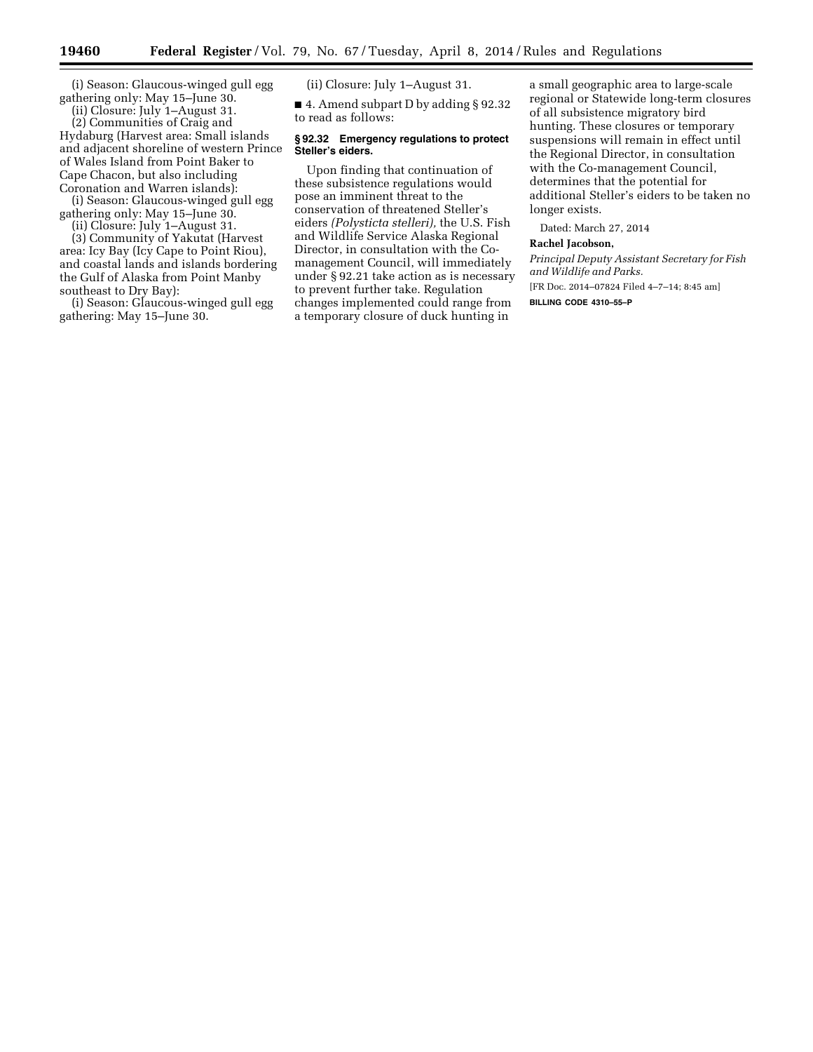(i) Season: Glaucous-winged gull egg gathering only: May 15–June 30.

(ii) Closure: July 1–August 31.

(2) Communities of Craig and Hydaburg (Harvest area: Small islands and adjacent shoreline of western Prince of Wales Island from Point Baker to Cape Chacon, but also including Coronation and Warren islands):

(i) Season: Glaucous-winged gull egg gathering only: May 15–June 30.

(ii) Closure: July 1–August 31.

(3) Community of Yakutat (Harvest area: Icy Bay (Icy Cape to Point Riou), and coastal lands and islands bordering the Gulf of Alaska from Point Manby southeast to Dry Bay):

(i) Season: Glaucous-winged gull egg gathering: May 15–June 30.

(ii) Closure: July 1–August 31.

■ 4. Amend subpart D by adding § 92.32 to read as follows:

### § 92.32 Emergency regulations to protect Steller's eiders.

Upon finding that continuation of these subsistence regulations would pose an imminent threat to the conservation of threatened Steller's eiders *(Polysticta stelleri),* the U.S. Fish and Wildlife Service Alaska Regional Director, in consultation with the Co-management Council, will immediately under § 92.21 take action as is necessary to prevent further take. Regulation changes implemented could range from a temporary closure of duck hunting in a small geographic area to large-scale regional or Statewide long-term closures of all subsistence migratory bird hunting. These closures or temporary suspensions will remain in effect until the Regional Director, in consultation with the Co-management Council, determines that the potential for additional Steller's eiders to be taken no longer exists.

Dated: March 27, 2014

**Rachel Jacobson,**

*Principal Deputy Assistant Secretary for Fish and Wildlife and Parks.*

[FR Doc. 2014–07824 Filed 4–7–14; 8:45 am]

**BILLING CODE 4310–55–P**